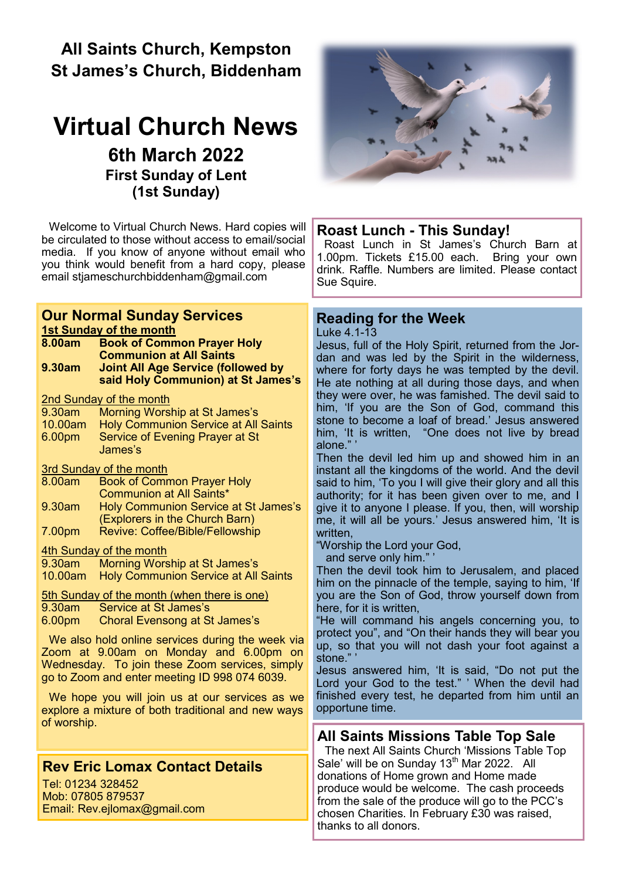# All Saints Church, Kempston
# St James's Church, Biddenham

# Virtual Church News

## 6th March 2022

### First Sunday of Lent
### (1st Sunday)

Welcome to Virtual Church News. Hard copies will be circulated to those without access to email/social media. If you know of anyone without email who you think would benefit from a hard copy, please email stjameschurchbiddenham@gmail.com

## Our Normal Sunday Services

**1st Sunday of the month**

**8.00am** **Book of Common Prayer Holy Communion at All Saints**
**9.30am** **Joint All Age Service (followed by said Holy Communion) at St James's**

2nd Sunday of the month

9.30am Morning Worship at St James's
10.00am Holy Communion Service at All Saints
6.00pm Service of Evening Prayer at St James's

3rd Sunday of the month

8.00am Book of Common Prayer Holy Communion at All Saints*
9.30am Holy Communion Service at St James's (Explorers in the Church Barn)
7.00pm Revive: Coffee/Bible/Fellowship

4th Sunday of the month

9.30am Morning Worship at St James's
10.00am Holy Communion Service at All Saints

5th Sunday of the month (when there is one)

9.30am Service at St James's
6.00pm Choral Evensong at St James's

We also hold online services during the week via Zoom at 9.00am on Monday and 6.00pm on Wednesday. To join these Zoom services, simply go to Zoom and enter meeting ID 998 074 6039.

We hope you will join us at our services as we explore a mixture of both traditional and new ways of worship.

## Rev Eric Lomax Contact Details

Tel: 01234 328452
Mob: 07805 879537
Email: Rev.ejlomax@gmail.com

## Roast Lunch - This Sunday!

Roast Lunch in St James's Church Barn at 1.00pm. Tickets £15.00 each. Bring your own drink. Raffle. Numbers are limited. Please contact Sue Squire.

## Reading for the Week

Luke 4.1-13

Jesus, full of the Holy Spirit, returned from the Jordan and was led by the Spirit in the wilderness, where for forty days he was tempted by the devil. He ate nothing at all during those days, and when they were over, he was famished. The devil said to him, 'If you are the Son of God, command this stone to become a loaf of bread.' Jesus answered him, 'It is written, "One does not live by bread alone." '

Then the devil led him up and showed him in an instant all the kingdoms of the world. And the devil said to him, 'To you I will give their glory and all this authority; for it has been given over to me, and I give it to anyone I please. If you, then, will worship me, it will all be yours.' Jesus answered him, 'It is written,

"Worship the Lord your God,
and serve only him." '

Then the devil took him to Jerusalem, and placed him on the pinnacle of the temple, saying to him, 'If you are the Son of God, throw yourself down from here, for it is written,

"He will command his angels concerning you, to protect you", and "On their hands they will bear you up, so that you will not dash your foot against a stone." '

Jesus answered him, 'It is said, "Do not put the Lord your God to the test." ' When the devil had finished every test, he departed from him until an opportune time.

## All Saints Missions Table Top Sale

The next All Saints Church 'Missions Table Top Sale' will be on Sunday 13th Mar 2022. All donations of Home grown and Home made produce would be welcome. The cash proceeds from the sale of the produce will go to the PCC's chosen Charities. In February £30 was raised, thanks to all donors.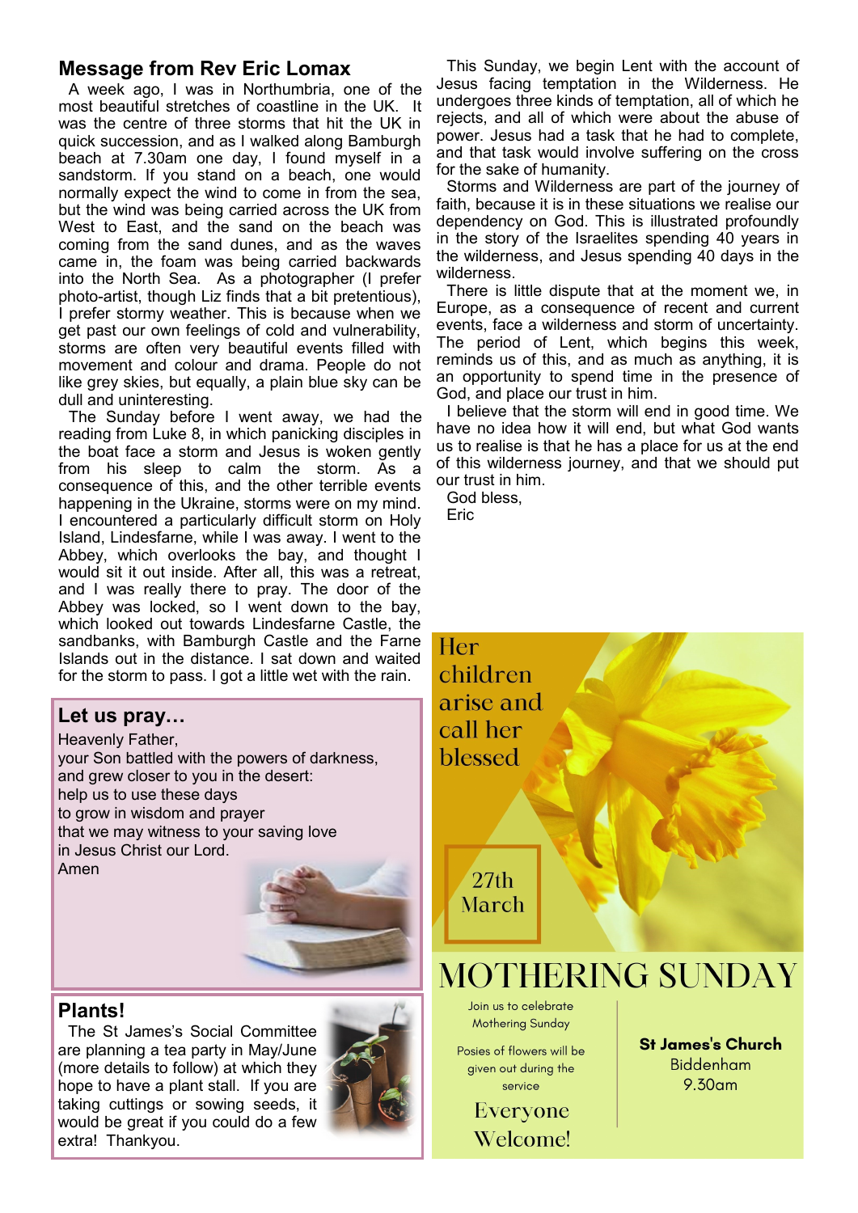## Message from Rev Eric Lomax

A week ago, I was in Northumbria, one of the most beautiful stretches of coastline in the UK. It was the centre of three storms that hit the UK in quick succession, and as I walked along Bamburgh beach at 7.30am one day, I found myself in a sandstorm. If you stand on a beach, one would normally expect the wind to come in from the sea, but the wind was being carried across the UK from West to East, and the sand on the beach was coming from the sand dunes, and as the waves came in, the foam was being carried backwards into the North Sea. As a photographer (I prefer photo-artist, though Liz finds that a bit pretentious), I prefer stormy weather. This is because when we get past our own feelings of cold and vulnerability, storms are often very beautiful events filled with movement and colour and drama. People do not like grey skies, but equally, a plain blue sky can be dull and uninteresting.

The Sunday before I went away, we had the reading from Luke 8, in which panicking disciples in the boat face a storm and Jesus is woken gently from his sleep to calm the storm. As a consequence of this, and the other terrible events happening in the Ukraine, storms were on my mind. I encountered a particularly difficult storm on Holy Island, Lindesfarne, while I was away. I went to the Abbey, which overlooks the bay, and thought I would sit it out inside. After all, this was a retreat, and I was really there to pray. The door of the Abbey was locked, so I went down to the bay, which looked out towards Lindesfarne Castle, the sandbanks, with Bamburgh Castle and the Farne Islands out in the distance. I sat down and waited for the storm to pass. I got a little wet with the rain.

This Sunday, we begin Lent with the account of Jesus facing temptation in the Wilderness. He undergoes three kinds of temptation, all of which he rejects, and all of which were about the abuse of power. Jesus had a task that he had to complete, and that task would involve suffering on the cross for the sake of humanity.

Storms and Wilderness are part of the journey of faith, because it is in these situations we realise our dependency on God. This is illustrated profoundly in the story of the Israelites spending 40 years in the wilderness, and Jesus spending 40 days in the wilderness.

There is little dispute that at the moment we, in Europe, as a consequence of recent and current events, face a wilderness and storm of uncertainty. The period of Lent, which begins this week, reminds us of this, and as much as anything, it is an opportunity to spend time in the presence of God, and place our trust in him.

I believe that the storm will end in good time. We have no idea how it will end, but what God wants us to realise is that he has a place for us at the end of this wilderness journey, and that we should put our trust in him.

God bless,
Eric

## Let us pray…

Heavenly Father,
your Son battled with the powers of darkness,
and grew closer to you in the desert:
help us to use these days
to grow in wisdom and prayer
that we may witness to your saving love
in Jesus Christ our Lord.
Amen

## Plants!

The St James's Social Committee are planning a tea party in May/June (more details to follow) at which they hope to have a plant stall. If you are taking cuttings or sowing seeds, it would be great if you could do a few extra! Thankyou.

Her children arise and call her blessed

27th March

# MOTHERING SUNDAY

Join us to celebrate Mothering Sunday

Posies of flowers will be given out during the service

Everyone Welcome!

**St James's Church**
Biddenham
9.30am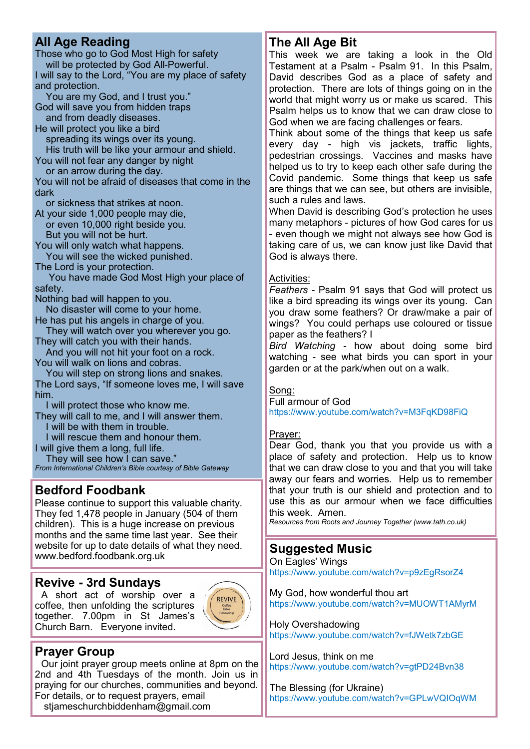## All Age Reading

Those who go to God Most High for safety
will be protected by God All-Powerful.
I will say to the Lord, "You are my place of safety and protection.
You are my God, and I trust you."
God will save you from hidden traps
and from deadly diseases.
He will protect you like a bird
spreading its wings over its young.
His truth will be like your armour and shield.
You will not fear any danger by night
or an arrow during the day.
You will not be afraid of diseases that come in the dark
or sickness that strikes at noon.
At your side 1,000 people may die,
or even 10,000 right beside you.
But you will not be hurt.
You will only watch what happens.
You will see the wicked punished.
The Lord is your protection.
You have made God Most High your place of safety.
Nothing bad will happen to you.
No disaster will come to your home.
He has put his angels in charge of you.
They will watch over you wherever you go.
They will catch you with their hands.
And you will not hit your foot on a rock.
You will walk on lions and cobras.
You will step on strong lions and snakes.
The Lord says, "If someone loves me, I will save him.
I will protect those who know me.
They will call to me, and I will answer them.
I will be with them in trouble.
I will rescue them and honour them.
I will give them a long, full life.
They will see how I can save."

*From International Children's Bible courtesy of Bible Gateway*

## Bedford Foodbank

Please continue to support this valuable charity. They fed 1,478 people in January (504 of them children). This is a huge increase on previous months and the same time last year. See their website for up to date details of what they need. www.bedford.foodbank.org.uk

## Revive - 3rd Sundays

A short act of worship over a coffee, then unfolding the scriptures together. 7.00pm in St James's Church Barn. Everyone invited.

REVIVE
Coffee
Bible
Fellowship

## Prayer Group

Our joint prayer group meets online at 8pm on the 2nd and 4th Tuesdays of the month. Join us in praying for our churches, communities and beyond. For details, or to request prayers, email stjameschurchbiddenham@gmail.com

## The All Age Bit

This week we are taking a look in the Old Testament at a Psalm - Psalm 91. In this Psalm, David describes God as a place of safety and protection. There are lots of things going on in the world that might worry us or make us scared. This Psalm helps us to know that we can draw close to God when we are facing challenges or fears.

Think about some of the things that keep us safe every day - high vis jackets, traffic lights, pedestrian crossings. Vaccines and masks have helped us to try to keep each other safe during the Covid pandemic. Some things that keep us safe are things that we can see, but others are invisible, such a rules and laws.

When David is describing God's protection he uses many metaphors - pictures of how God cares for us - even though we might not always see how God is taking care of us, we can know just like David that God is always there.

Activities:

*Feathers* - Psalm 91 says that God will protect us like a bird spreading its wings over its young. Can you draw some feathers? Or draw/make a pair of wings? You could perhaps use coloured or tissue paper as the feathers? I

*Bird Watching* - how about doing some bird watching - see what birds you can sport in your garden or at the park/when out on a walk.

Song:

Full armour of God
https://www.youtube.com/watch?v=M3FqKD98FiQ

Prayer:

Dear God, thank you that you provide us with a place of safety and protection. Help us to know that we can draw close to you and that you will take away our fears and worries. Help us to remember that your truth is our shield and protection and to use this as our armour when we face difficulties this week. Amen.

*Resources from Roots and Journey Together (www.tath.co.uk)*

## Suggested Music

On Eagles' Wings
https://www.youtube.com/watch?v=p9zEgRsorZ4

My God, how wonderful thou art
https://www.youtube.com/watch?v=MUOWT1AMyrM

Holy Overshadowing
https://www.youtube.com/watch?v=fJWetk7zbGE

Lord Jesus, think on me
https://www.youtube.com/watch?v=gtPD24Bvn38

The Blessing (for Ukraine)
https://www.youtube.com/watch?v=GPLwVQIOqWM